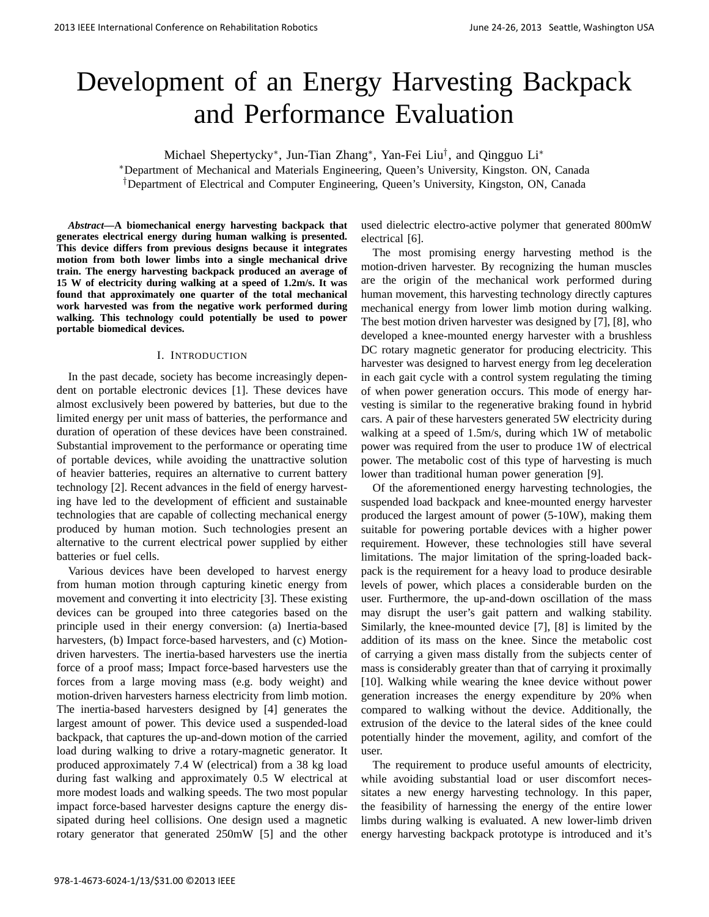# Development of an Energy Harvesting Backpack and Performance Evaluation

Michael Shepertycky[*], Jun-Tian Zhang[*], Yan-Fei Liu[†], and Qingguo Li[*]

[*]Department of Mechanical and Materials Engineering, Queen's University, Kingston. ON, Canada

[†]Department of Electrical and Computer Engineering, Queen's University, Kingston, ON, Canada

***Abstract*—A biomechanical energy harvesting backpack that generates electrical energy during human walking is presented. This device differs from previous designs because it integrates motion from both lower limbs into a single mechanical drive train. The energy harvesting backpack produced an average of 15 W of electricity during walking at a speed of 1.2m/s. It was found that approximately one quarter of the total mechanical work harvested was from the negative work performed during walking. This technology could potentially be used to power portable biomedical devices.**

## I. Introduction

In the past decade, society has become increasingly dependent on portable electronic devices [1]. These devices have almost exclusively been powered by batteries, but due to the limited energy per unit mass of batteries, the performance and duration of operation of these devices have been constrained. Substantial improvement to the performance or operating time of portable devices, while avoiding the unattractive solution of heavier batteries, requires an alternative to current battery technology [2]. Recent advances in the field of energy harvesting have led to the development of efficient and sustainable technologies that are capable of collecting mechanical energy produced by human motion. Such technologies present an alternative to the current electrical power supplied by either batteries or fuel cells.

Various devices have been developed to harvest energy from human motion through capturing kinetic energy from movement and converting it into electricity [3]. These existing devices can be grouped into three categories based on the principle used in their energy conversion: (a) Inertia-based harvesters, (b) Impact force-based harvesters, and (c) Motion-driven harvesters. The inertia-based harvesters use the inertia force of a proof mass; Impact force-based harvesters use the forces from a large moving mass (e.g. body weight) and motion-driven harvesters harness electricity from limb motion. The inertia-based harvesters designed by [4] generates the largest amount of power. This device used a suspended-load backpack, that captures the up-and-down motion of the carried load during walking to drive a rotary-magnetic generator. It produced approximately 7.4 W (electrical) from a 38 kg load during fast walking and approximately 0.5 W electrical at more modest loads and walking speeds. The two most popular impact force-based harvester designs capture the energy dissipated during heel collisions. One design used a magnetic rotary generator that generated 250mW [5] and the other used dielectric electro-active polymer that generated 800mW electrical [6].

The most promising energy harvesting method is the motion-driven harvester. By recognizing the human muscles are the origin of the mechanical work performed during human movement, this harvesting technology directly captures mechanical energy from lower limb motion during walking. The best motion driven harvester was designed by [7], [8], who developed a knee-mounted energy harvester with a brushless DC rotary magnetic generator for producing electricity. This harvester was designed to harvest energy from leg deceleration in each gait cycle with a control system regulating the timing of when power generation occurs. This mode of energy harvesting is similar to the regenerative braking found in hybrid cars. A pair of these harvesters generated 5W electricity during walking at a speed of 1.5m/s, during which 1W of metabolic power was required from the user to produce 1W of electrical power. The metabolic cost of this type of harvesting is much lower than traditional human power generation [9].

Of the aforementioned energy harvesting technologies, the suspended load backpack and knee-mounted energy harvester produced the largest amount of power (5-10W), making them suitable for powering portable devices with a higher power requirement. However, these technologies still have several limitations. The major limitation of the spring-loaded backpack is the requirement for a heavy load to produce desirable levels of power, which places a considerable burden on the user. Furthermore, the up-and-down oscillation of the mass may disrupt the user's gait pattern and walking stability. Similarly, the knee-mounted device [7], [8] is limited by the addition of its mass on the knee. Since the metabolic cost of carrying a given mass distally from the subjects center of mass is considerably greater than that of carrying it proximally [10]. Walking while wearing the knee device without power generation increases the energy expenditure by 20% when compared to walking without the device. Additionally, the extrusion of the device to the lateral sides of the knee could potentially hinder the movement, agility, and comfort of the user.

The requirement to produce useful amounts of electricity, while avoiding substantial load or user discomfort necessitates a new energy harvesting technology. In this paper, the feasibility of harnessing the energy of the entire lower limbs during walking is evaluated. A new lower-limb driven energy harvesting backpack prototype is introduced and it's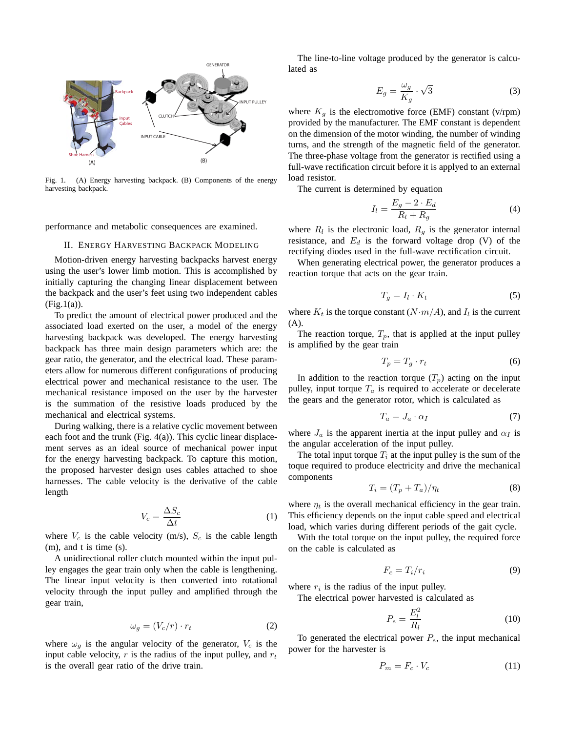Fig. 1. (A) Energy harvesting backpack. (B) Components of the energy harvesting backpack.

performance and metabolic consequences are examined.

## II. Energy Harvesting Backpack Modeling

Motion-driven energy harvesting backpacks harvest energy using the user's lower limb motion. This is accomplished by initially capturing the changing linear displacement between the backpack and the user's feet using two independent cables (Fig.1(a)).

To predict the amount of electrical power produced and the associated load exerted on the user, a model of the energy harvesting backpack was developed. The energy harvesting backpack has three main design parameters which are: the gear ratio, the generator, and the electrical load. These parameters allow for numerous different configurations of producing electrical power and mechanical resistance to the user. The mechanical resistance imposed on the user by the harvester is the summation of the resistive loads produced by the mechanical and electrical systems.

During walking, there is a relative cyclic movement between each foot and the trunk (Fig. 4(a)). This cyclic linear displacement serves as an ideal source of mechanical power input for the energy harvesting backpack. To capture this motion, the proposed harvester design uses cables attached to shoe harnesses. The cable velocity is the derivative of the cable length

$$V_c = \frac{\Delta S_c}{\Delta t} \tag{1}$$

where $V_c$ is the cable velocity (m/s), $S_c$ is the cable length (m), and t is time (s).

A unidirectional roller clutch mounted within the input pulley engages the gear train only when the cable is lengthening. The linear input velocity is then converted into rotational velocity through the input pulley and amplified through the gear train,

$$\omega_g = (V_c/r) \cdot r_t \tag{2}$$

where $\omega_g$ is the angular velocity of the generator, $V_c$ is the input cable velocity, $r$ is the radius of the input pulley, and $r_t$ is the overall gear ratio of the drive train.

The line-to-line voltage produced by the generator is calculated as

$$E_g = \frac{\omega_g}{K_g} \cdot \sqrt{3} \tag{3}$$

where $K_g$ is the electromotive force (EMF) constant (v/rpm) provided by the manufacturer. The EMF constant is dependent on the dimension of the motor winding, the number of winding turns, and the strength of the magnetic field of the generator. The three-phase voltage from the generator is rectified using a full-wave rectification circuit before it is applied to an external load resistor.

The current is determined by equation

$$I_l = \frac{E_g - 2 \cdot E_d}{R_l + R_g} \tag{4}$$

where $R_l$ is the electronic load, $R_g$ is the generator internal resistance, and $E_d$ is the forward voltage drop (V) of the rectifying diodes used in the full-wave rectification circuit.

When generating electrical power, the generator produces a reaction torque that acts on the gear train.

$$T_g = I_l \cdot K_t \tag{5}$$

where $K_t$ is the torque constant ($N{\cdot}m/A$), and $I_l$ is the current (A).

The reaction torque, $T_p$, that is applied at the input pulley is amplified by the gear train

$$T_p = T_g \cdot r_t \tag{6}$$

In addition to the reaction torque ($T_p$) acting on the input pulley, input torque $T_a$ is required to accelerate or decelerate the gears and the generator rotor, which is calculated as

$$T_a = J_a \cdot \alpha_I \tag{7}$$

where $J_a$ is the apparent inertia at the input pulley and $\alpha_I$ is the angular acceleration of the input pulley.

The total input torque $T_i$ at the input pulley is the sum of the toque required to produce electricity and drive the mechanical components

$$T_i = (T_p + T_a)/\eta_t \tag{8}$$

where $\eta_t$ is the overall mechanical efficiency in the gear train. This efficiency depends on the input cable speed and electrical load, which varies during different periods of the gait cycle.

With the total torque on the input pulley, the required force on the cable is calculated as

$$F_c = T_i/r_i \tag{9}$$

where $r_i$ is the radius of the input pulley.

The electrical power harvested is calculated as

$$P_e = \frac{E_l^2}{R_l} \tag{10}$$

To generated the electrical power $P_e$, the input mechanical power for the harvester is

$$P_m = F_c \cdot V_c \tag{11}$$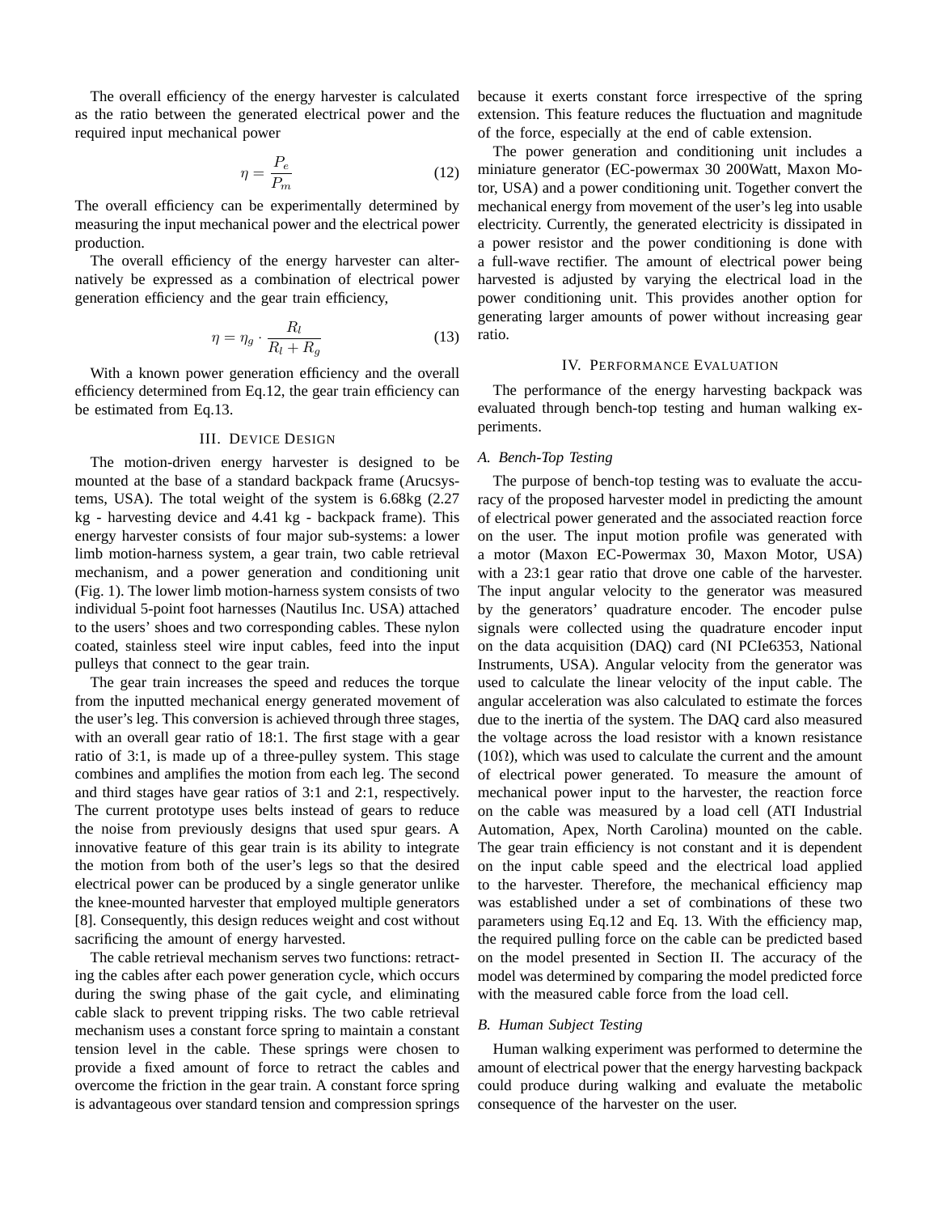The overall efficiency of the energy harvester is calculated as the ratio between the generated electrical power and the required input mechanical power

$$\eta = \frac{P_e}{P_m} \tag{12}$$

The overall efficiency can be experimentally determined by measuring the input mechanical power and the electrical power production.

The overall efficiency of the energy harvester can alternatively be expressed as a combination of electrical power generation efficiency and the gear train efficiency,

$$\eta = \eta_g \cdot \frac{R_l}{R_l + R_g} \tag{13}$$

With a known power generation efficiency and the overall efficiency determined from Eq.12, the gear train efficiency can be estimated from Eq.13.

## III. Device Design

The motion-driven energy harvester is designed to be mounted at the base of a standard backpack frame (Arucsystems, USA). The total weight of the system is 6.68kg (2.27 kg - harvesting device and 4.41 kg - backpack frame). This energy harvester consists of four major sub-systems: a lower limb motion-harness system, a gear train, two cable retrieval mechanism, and a power generation and conditioning unit (Fig. 1). The lower limb motion-harness system consists of two individual 5-point foot harnesses (Nautilus Inc. USA) attached to the users' shoes and two corresponding cables. These nylon coated, stainless steel wire input cables, feed into the input pulleys that connect to the gear train.

The gear train increases the speed and reduces the torque from the inputted mechanical energy generated movement of the user's leg. This conversion is achieved through three stages, with an overall gear ratio of 18:1. The first stage with a gear ratio of 3:1, is made up of a three-pulley system. This stage combines and amplifies the motion from each leg. The second and third stages have gear ratios of 3:1 and 2:1, respectively. The current prototype uses belts instead of gears to reduce the noise from previously designs that used spur gears. A innovative feature of this gear train is its ability to integrate the motion from both of the user's legs so that the desired electrical power can be produced by a single generator unlike the knee-mounted harvester that employed multiple generators [8]. Consequently, this design reduces weight and cost without sacrificing the amount of energy harvested.

The cable retrieval mechanism serves two functions: retracting the cables after each power generation cycle, which occurs during the swing phase of the gait cycle, and eliminating cable slack to prevent tripping risks. The two cable retrieval mechanism uses a constant force spring to maintain a constant tension level in the cable. These springs were chosen to provide a fixed amount of force to retract the cables and overcome the friction in the gear train. A constant force spring is advantageous over standard tension and compression springs because it exerts constant force irrespective of the spring extension. This feature reduces the fluctuation and magnitude of the force, especially at the end of cable extension.

The power generation and conditioning unit includes a miniature generator (EC-powermax 30 200Watt, Maxon Motor, USA) and a power conditioning unit. Together convert the mechanical energy from movement of the user's leg into usable electricity. Currently, the generated electricity is dissipated in a power resistor and the power conditioning is done with a full-wave rectifier. The amount of electrical power being harvested is adjusted by varying the electrical load in the power conditioning unit. This provides another option for generating larger amounts of power without increasing gear ratio.

## IV. Performance Evaluation

The performance of the energy harvesting backpack was evaluated through bench-top testing and human walking experiments.

### A. Bench-Top Testing

The purpose of bench-top testing was to evaluate the accuracy of the proposed harvester model in predicting the amount of electrical power generated and the associated reaction force on the user. The input motion profile was generated with a motor (Maxon EC-Powermax 30, Maxon Motor, USA) with a 23:1 gear ratio that drove one cable of the harvester. The input angular velocity to the generator was measured by the generators' quadrature encoder. The encoder pulse signals were collected using the quadrature encoder input on the data acquisition (DAQ) card (NI PCIe6353, National Instruments, USA). Angular velocity from the generator was used to calculate the linear velocity of the input cable. The angular acceleration was also calculated to estimate the forces due to the inertia of the system. The DAQ card also measured the voltage across the load resistor with a known resistance (10Ω), which was used to calculate the current and the amount of electrical power generated. To measure the amount of mechanical power input to the harvester, the reaction force on the cable was measured by a load cell (ATI Industrial Automation, Apex, North Carolina) mounted on the cable. The gear train efficiency is not constant and it is dependent on the input cable speed and the electrical load applied to the harvester. Therefore, the mechanical efficiency map was established under a set of combinations of these two parameters using Eq.12 and Eq. 13. With the efficiency map, the required pulling force on the cable can be predicted based on the model presented in Section II. The accuracy of the model was determined by comparing the model predicted force with the measured cable force from the load cell.

### B. Human Subject Testing

Human walking experiment was performed to determine the amount of electrical power that the energy harvesting backpack could produce during walking and evaluate the metabolic consequence of the harvester on the user.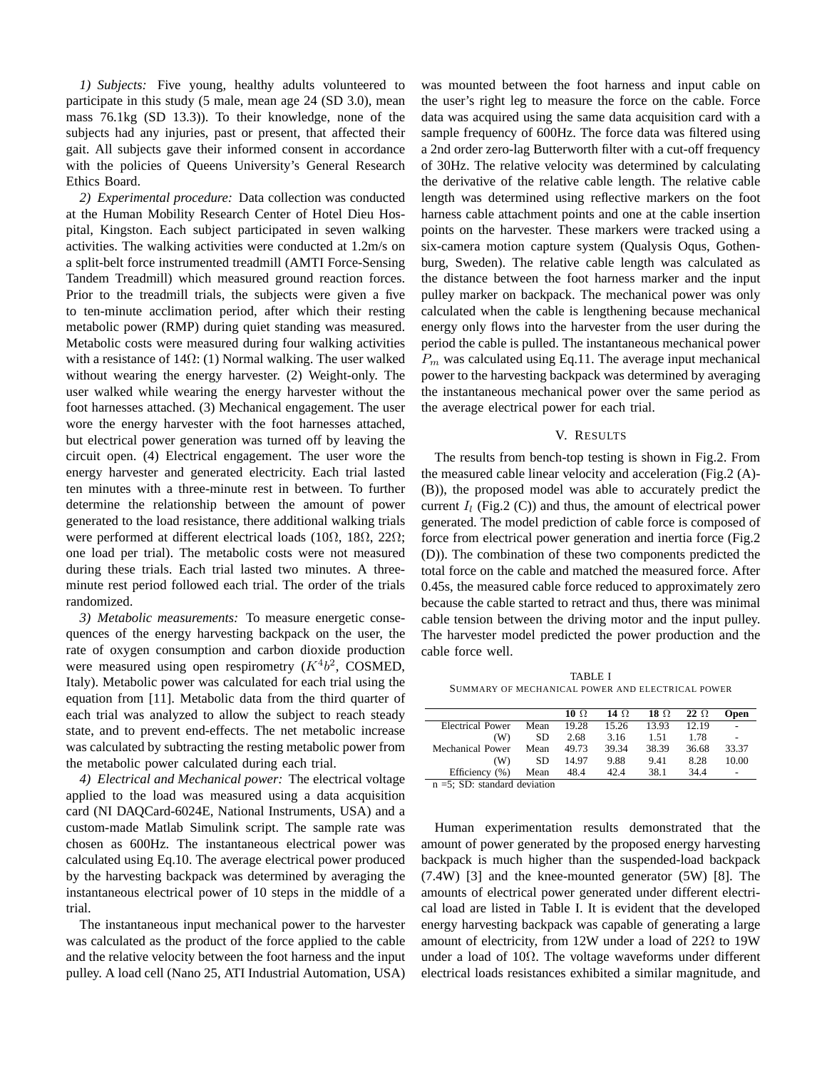*1) Subjects:* Five young, healthy adults volunteered to participate in this study (5 male, mean age 24 (SD 3.0), mean mass 76.1kg (SD 13.3)). To their knowledge, none of the subjects had any injuries, past or present, that affected their gait. All subjects gave their informed consent in accordance with the policies of Queens University's General Research Ethics Board.

*2) Experimental procedure:* Data collection was conducted at the Human Mobility Research Center of Hotel Dieu Hospital, Kingston. Each subject participated in seven walking activities. The walking activities were conducted at 1.2m/s on a split-belt force instrumented treadmill (AMTI Force-Sensing Tandem Treadmill) which measured ground reaction forces. Prior to the treadmill trials, the subjects were given a five to ten-minute acclimation period, after which their resting metabolic power (RMP) during quiet standing was measured. Metabolic costs were measured during four walking activities with a resistance of 14Ω: (1) Normal walking. The user walked without wearing the energy harvester. (2) Weight-only. The user walked while wearing the energy harvester without the foot harnesses attached. (3) Mechanical engagement. The user wore the energy harvester with the foot harnesses attached, but electrical power generation was turned off by leaving the circuit open. (4) Electrical engagement. The user wore the energy harvester and generated electricity. Each trial lasted ten minutes with a three-minute rest in between. To further determine the relationship between the amount of power generated to the load resistance, there additional walking trials were performed at different electrical loads (10Ω, 18Ω, 22Ω; one load per trial). The metabolic costs were not measured during these trials. Each trial lasted two minutes. A three-minute rest period followed each trial. The order of the trials randomized.

*3) Metabolic measurements:* To measure energetic consequences of the energy harvesting backpack on the user, the rate of oxygen consumption and carbon dioxide production were measured using open respirometry ($K^4b^2$, COSMED, Italy). Metabolic power was calculated for each trial using the equation from [11]. Metabolic data from the third quarter of each trial was analyzed to allow the subject to reach steady state, and to prevent end-effects. The net metabolic increase was calculated by subtracting the resting metabolic power from the metabolic power calculated during each trial.

*4) Electrical and Mechanical power:* The electrical voltage applied to the load was measured using a data acquisition card (NI DAQCard-6024E, National Instruments, USA) and a custom-made Matlab Simulink script. The sample rate was chosen as 600Hz. The instantaneous electrical power was calculated using Eq.10. The average electrical power produced by the harvesting backpack was determined by averaging the instantaneous electrical power of 10 steps in the middle of a trial.

The instantaneous input mechanical power to the harvester was calculated as the product of the force applied to the cable and the relative velocity between the foot harness and the input pulley. A load cell (Nano 25, ATI Industrial Automation, USA) was mounted between the foot harness and input cable on the user's right leg to measure the force on the cable. Force data was acquired using the same data acquisition card with a sample frequency of 600Hz. The force data was filtered using a 2nd order zero-lag Butterworth filter with a cut-off frequency of 30Hz. The relative velocity was determined by calculating the derivative of the relative cable length. The relative cable length was determined using reflective markers on the foot harness cable attachment points and one at the cable insertion points on the harvester. These markers were tracked using a six-camera motion capture system (Qualysis Oqus, Gothenburg, Sweden). The relative cable length was calculated as the distance between the foot harness marker and the input pulley marker on backpack. The mechanical power was only calculated when the cable is lengthening because mechanical energy only flows into the harvester from the user during the period the cable is pulled. The instantaneous mechanical power $P_m$ was calculated using Eq.11. The average input mechanical power to the harvesting backpack was determined by averaging the instantaneous mechanical power over the same period as the average electrical power for each trial.

## V. Results

The results from bench-top testing is shown in Fig.2. From the measured cable linear velocity and acceleration (Fig.2 (A)-(B)), the proposed model was able to accurately predict the current $I_l$ (Fig.2 (C)) and thus, the amount of electrical power generated. The model prediction of cable force is composed of force from electrical power generation and inertia force (Fig.2 (D)). The combination of these two components predicted the total force on the cable and matched the measured force. After 0.45s, the measured cable force reduced to approximately zero because the cable started to retract and thus, there was minimal cable tension between the driving motor and the input pulley. The harvester model predicted the power production and the cable force well.

TABLE I
Summary of mechanical power and electrical power

| | | 10 Ω | 14 Ω | 18 Ω | 22 Ω | Open |
|---|---|---|---|---|---|---|
| Electrical Power | Mean | 19.28 | 15.26 | 13.93 | 12.19 | - |
| (W) | SD | 2.68 | 3.16 | 1.51 | 1.78 | - |
| Mechanical Power | Mean | 49.73 | 39.34 | 38.39 | 36.68 | 33.37 |
| (W) | SD | 14.97 | 9.88 | 9.41 | 8.28 | 10.00 |
| Efficiency (%) | Mean | 48.4 | 42.4 | 38.1 | 34.4 | - |

n =5; SD: standard deviation

Human experimentation results demonstrated that the amount of power generated by the proposed energy harvesting backpack is much higher than the suspended-load backpack (7.4W) [3] and the knee-mounted generator (5W) [8]. The amounts of electrical power generated under different electrical load are listed in Table I. It is evident that the developed energy harvesting backpack was capable of generating a large amount of electricity, from 12W under a load of 22Ω to 19W under a load of 10Ω. The voltage waveforms under different electrical loads resistances exhibited a similar magnitude, and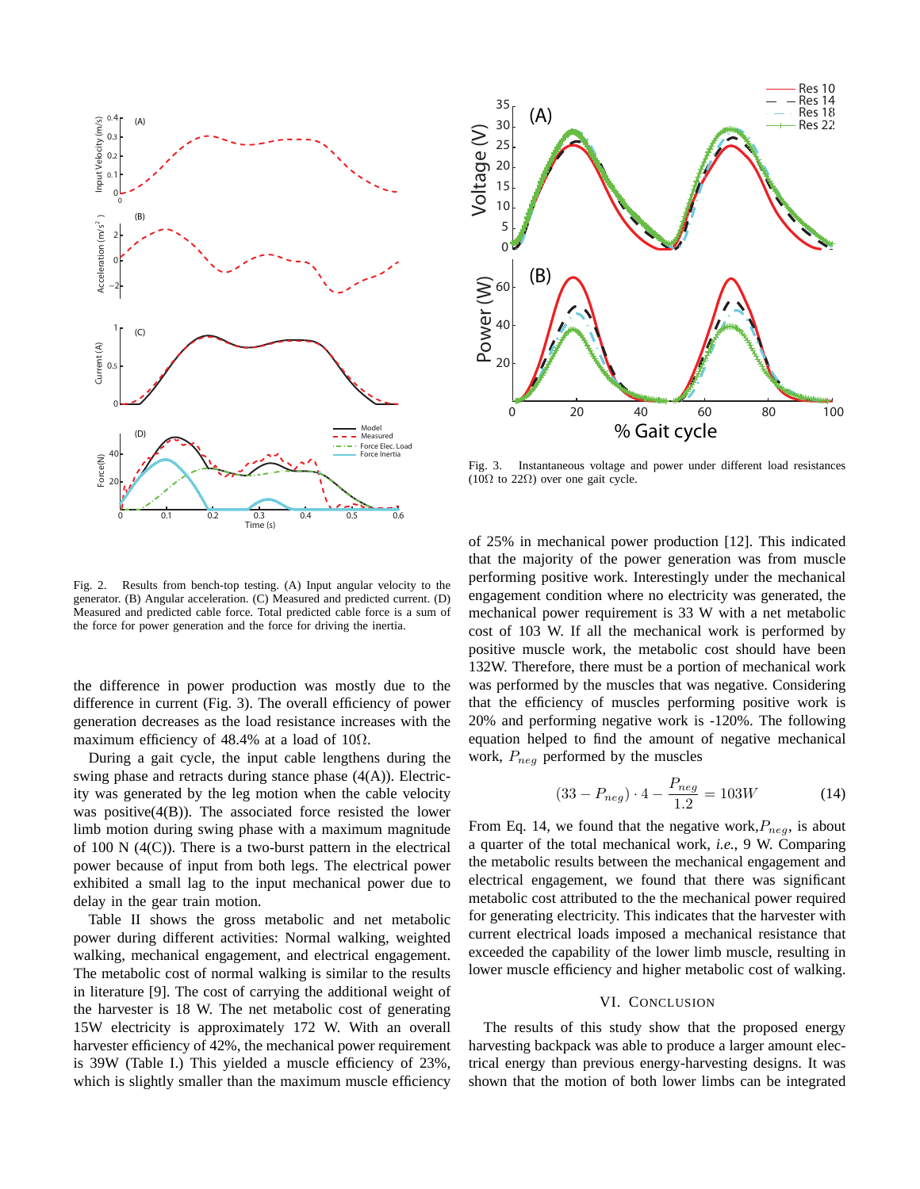Fig. 2. Results from bench-top testing. (A) Input angular velocity to the generator. (B) Angular acceleration. (C) Measured and predicted current. (D) Measured and predicted cable force. Total predicted cable force is a sum of the force for power generation and the force for driving the inertia.

Fig. 3. Instantaneous voltage and power under different load resistances (10Ω to 22Ω) over one gait cycle.

the difference in power production was mostly due to the difference in current (Fig. 3). The overall efficiency of power generation decreases as the load resistance increases with the maximum efficiency of 48.4% at a load of 10Ω.

During a gait cycle, the input cable lengthens during the swing phase and retracts during stance phase (4(A)). Electricity was generated by the leg motion when the cable velocity was positive(4(B)). The associated force resisted the lower limb motion during swing phase with a maximum magnitude of 100 N (4(C)). There is a two-burst pattern in the electrical power because of input from both legs. The electrical power exhibited a small lag to the input mechanical power due to delay in the gear train motion.

Table II shows the gross metabolic and net metabolic power during different activities: Normal walking, weighted walking, mechanical engagement, and electrical engagement. The metabolic cost of normal walking is similar to the results in literature [9]. The cost of carrying the additional weight of the harvester is 18 W. The net metabolic cost of generating 15W electricity is approximately 172 W. With an overall harvester efficiency of 42%, the mechanical power requirement is 39W (Table I.) This yielded a muscle efficiency of 23%, which is slightly smaller than the maximum muscle efficiency of 25% in mechanical power production [12]. This indicated that the majority of the power generation was from muscle performing positive work. Interestingly under the mechanical engagement condition where no electricity was generated, the mechanical power requirement is 33 W with a net metabolic cost of 103 W. If all the mechanical work is performed by positive muscle work, the metabolic cost should have been 132W. Therefore, there must be a portion of mechanical work was performed by the muscles that was negative. Considering that the efficiency of muscles performing positive work is 20% and performing negative work is -120%. The following equation helped to find the amount of negative mechanical work, $P_{neg}$ performed by the muscles

$$(33 - P_{neg}) \cdot 4 - \frac{P_{neg}}{1.2} = 103W \tag{14}$$

From Eq. 14, we found that the negative work,$P_{neg}$, is about a quarter of the total mechanical work, *i.e.*, 9 W. Comparing the metabolic results between the mechanical engagement and electrical engagement, we found that there was significant metabolic cost attributed to the the mechanical power required for generating electricity. This indicates that the harvester with current electrical loads imposed a mechanical resistance that exceeded the capability of the lower limb muscle, resulting in lower muscle efficiency and higher metabolic cost of walking.

## VI. Conclusion

The results of this study show that the proposed energy harvesting backpack was able to produce a larger amount electrical energy than previous energy-harvesting designs. It was shown that the motion of both lower limbs can be integrated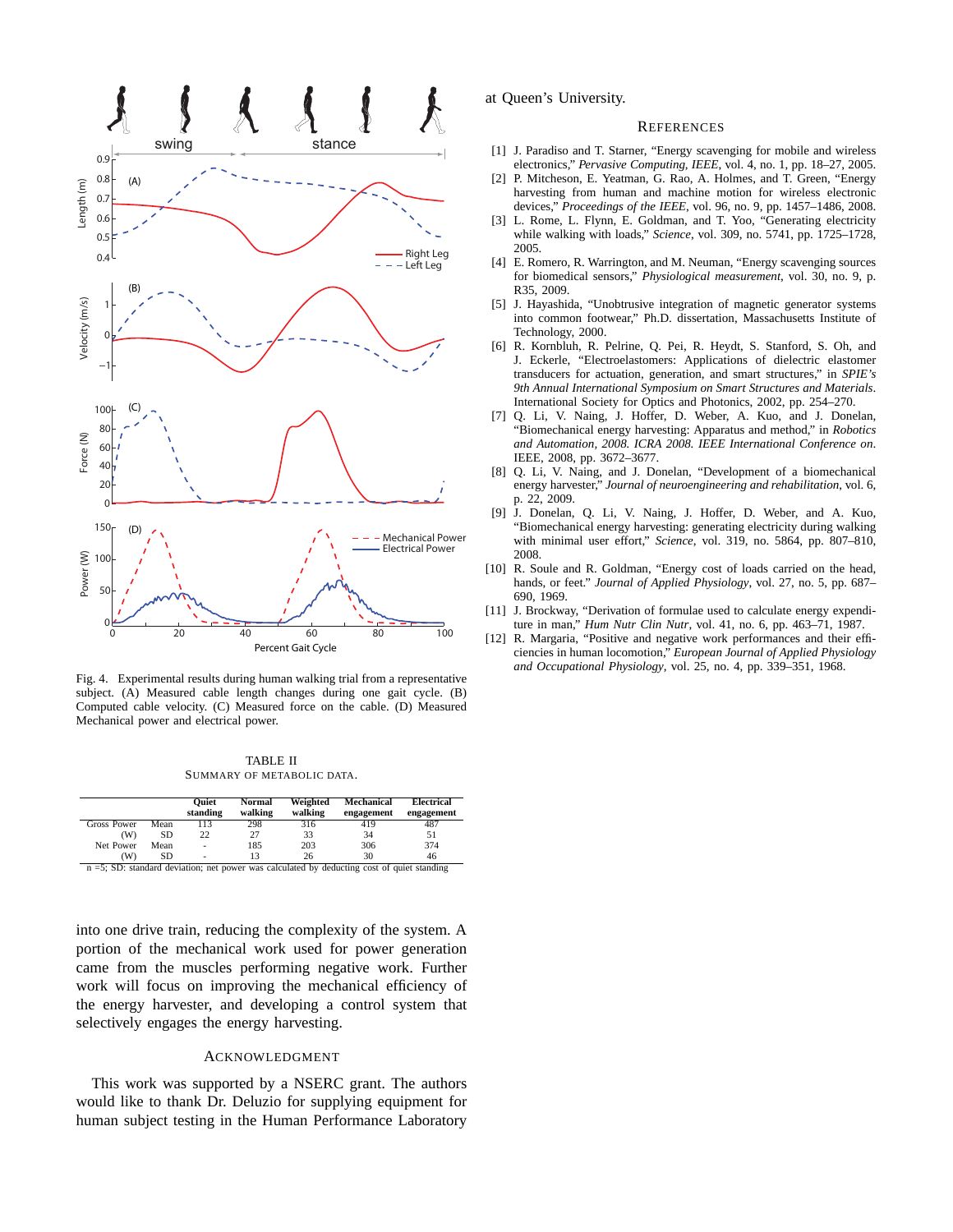swing

stance

0.9

0.8

0.7

0.6

0.5

0.4

Length (m)

(A)

Right Leg

Left Leg

(B)

1

0

−1

Velocity (m/s)

(C)

100

80

60

40

20

0

Force (N)

(D)

150

100

50

0

Power (W)

Mechanical Power

Electrical Power

0

20

40

60

80

100

Percent Gait Cycle

Fig. 4. Experimental results during human walking trial from a representative subject. (A) Measured cable length changes during one gait cycle. (B) Computed cable velocity. (C) Measured force on the cable. (D) Measured Mechanical power and electrical power.

TABLE II
SUMMARY OF METABOLIC DATA.

| | | Quiet standing | Normal walking | Weighted walking | Mechanical engagement | Electrical engagement |
|---|---|---|---|---|---|---|
| Gross Power | Mean | 113 | 298 | 316 | 419 | 487 |
| (W) | SD | 22 | 27 | 33 | 34 | 51 |
| Net Power | Mean | - | 185 | 203 | 306 | 374 |
| (W) | SD | - | 13 | 26 | 30 | 46 |

n =5; SD: standard deviation; net power was calculated by deducting cost of quiet standing

into one drive train, reducing the complexity of the system. A portion of the mechanical work used for power generation came from the muscles performing negative work. Further work will focus on improving the mechanical efficiency of the energy harvester, and developing a control system that selectively engages the energy harvesting.

## Acknowledgment

This work was supported by a NSERC grant. The authors would like to thank Dr. Deluzio for supplying equipment for human subject testing in the Human Performance Laboratory at Queen's University.

## References

[1] J. Paradiso and T. Starner, "Energy scavenging for mobile and wireless electronics," *Pervasive Computing, IEEE*, vol. 4, no. 1, pp. 18–27, 2005.

[2] P. Mitcheson, E. Yeatman, G. Rao, A. Holmes, and T. Green, "Energy harvesting from human and machine motion for wireless electronic devices," *Proceedings of the IEEE*, vol. 96, no. 9, pp. 1457–1486, 2008.

[3] L. Rome, L. Flynn, E. Goldman, and T. Yoo, "Generating electricity while walking with loads," *Science*, vol. 309, no. 5741, pp. 1725–1728, 2005.

[4] E. Romero, R. Warrington, and M. Neuman, "Energy scavenging sources for biomedical sensors," *Physiological measurement*, vol. 30, no. 9, p. R35, 2009.

[5] J. Hayashida, "Unobtrusive integration of magnetic generator systems into common footwear," Ph.D. dissertation, Massachusetts Institute of Technology, 2000.

[6] R. Kornbluh, R. Pelrine, Q. Pei, R. Heydt, S. Stanford, S. Oh, and J. Eckerle, "Electroelastomers: Applications of dielectric elastomer transducers for actuation, generation, and smart structures," in *SPIE's 9th Annual International Symposium on Smart Structures and Materials*. International Society for Optics and Photonics, 2002, pp. 254–270.

[7] Q. Li, V. Naing, J. Hoffer, D. Weber, A. Kuo, and J. Donelan, "Biomechanical energy harvesting: Apparatus and method," in *Robotics and Automation, 2008. ICRA 2008. IEEE International Conference on*. IEEE, 2008, pp. 3672–3677.

[8] Q. Li, V. Naing, and J. Donelan, "Development of a biomechanical energy harvester," *Journal of neuroengineering and rehabilitation*, vol. 6, p. 22, 2009.

[9] J. Donelan, Q. Li, V. Naing, J. Hoffer, D. Weber, and A. Kuo, "Biomechanical energy harvesting: generating electricity during walking with minimal user effort," *Science*, vol. 319, no. 5864, pp. 807–810, 2008.

[10] R. Soule and R. Goldman, "Energy cost of loads carried on the head, hands, or feet." *Journal of Applied Physiology*, vol. 27, no. 5, pp. 687–690, 1969.

[11] J. Brockway, "Derivation of formulae used to calculate energy expenditure in man," *Hum Nutr Clin Nutr*, vol. 41, no. 6, pp. 463–71, 1987.

[12] R. Margaria, "Positive and negative work performances and their efficiencies in human locomotion," *European Journal of Applied Physiology and Occupational Physiology*, vol. 25, no. 4, pp. 339–351, 1968.